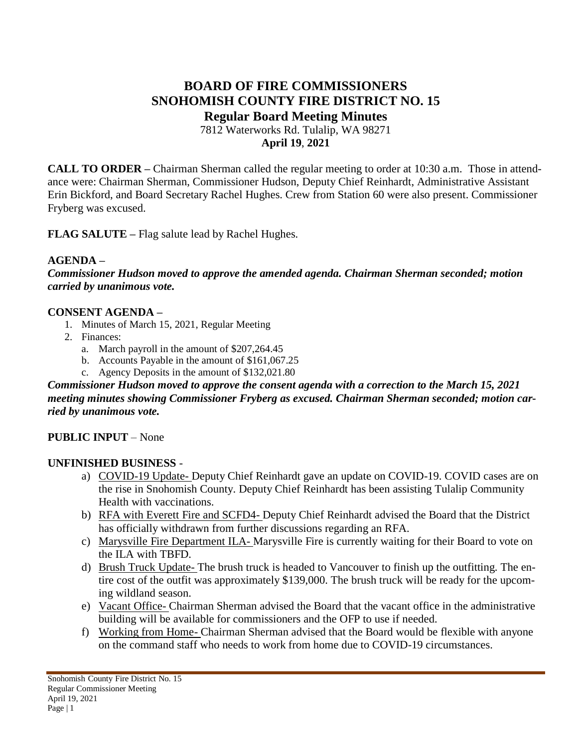# BOARD OF FIRE COMMISSIONERS
# SNOHOMISH COUNTY FIRE DISTRICT NO. 15
## Regular Board Meeting Minutes

7812 Waterworks Rd. Tulalip, WA 98271
**April 19, 2021**

**CALL TO ORDER –** Chairman Sherman called the regular meeting to order at 10:30 a.m. Those in attendance were: Chairman Sherman, Commissioner Hudson, Deputy Chief Reinhardt, Administrative Assistant Erin Bickford, and Board Secretary Rachel Hughes. Crew from Station 60 were also present. Commissioner Fryberg was excused.

**FLAG SALUTE –** Flag salute lead by Rachel Hughes.

**AGENDA –**
***Commissioner Hudson moved to approve the amended agenda. Chairman Sherman seconded; motion carried by unanimous vote.***

**CONSENT AGENDA –**

1. Minutes of March 15, 2021, Regular Meeting
2. Finances:
   a. March payroll in the amount of $207,264.45
   b. Accounts Payable in the amount of $161,067.25
   c. Agency Deposits in the amount of $132,021.80

***Commissioner Hudson moved to approve the consent agenda with a correction to the March 15, 2021 meeting minutes showing Commissioner Fryberg as excused. Chairman Sherman seconded; motion carried by unanimous vote.***

**PUBLIC INPUT** – None

**UNFINISHED BUSINESS** -

a) COVID-19 Update- Deputy Chief Reinhardt gave an update on COVID-19. COVID cases are on the rise in Snohomish County. Deputy Chief Reinhardt has been assisting Tulalip Community Health with vaccinations.
b) RFA with Everett Fire and SCFD4- Deputy Chief Reinhardt advised the Board that the District has officially withdrawn from further discussions regarding an RFA.
c) Marysville Fire Department ILA- Marysville Fire is currently waiting for their Board to vote on the ILA with TBFD.
d) Brush Truck Update- The brush truck is headed to Vancouver to finish up the outfitting. The entire cost of the outfit was approximately $139,000. The brush truck will be ready for the upcoming wildland season.
e) Vacant Office- Chairman Sherman advised the Board that the vacant office in the administrative building will be available for commissioners and the OFP to use if needed.
f) Working from Home- Chairman Sherman advised that the Board would be flexible with anyone on the command staff who needs to work from home due to COVID-19 circumstances.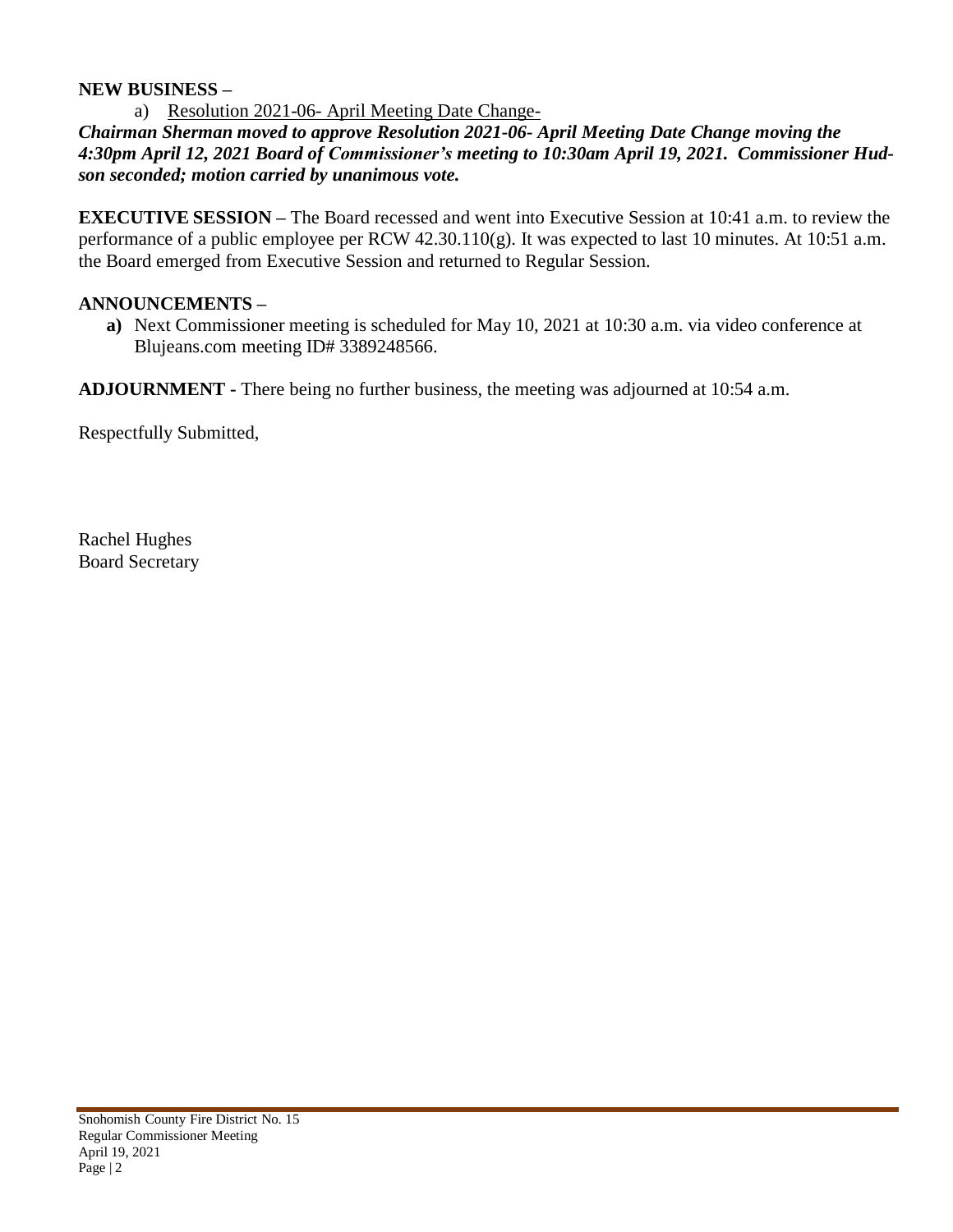**NEW BUSINESS –**

a) Resolution 2021-06- April Meeting Date Change-

***Chairman Sherman moved to approve Resolution 2021-06- April Meeting Date Change moving the 4:30pm April 12, 2021 Board of Commissioner's meeting to 10:30am April 19, 2021. Commissioner Hudson seconded; motion carried by unanimous vote.***

**EXECUTIVE SESSION –** The Board recessed and went into Executive Session at 10:41 a.m. to review the performance of a public employee per RCW 42.30.110(g). It was expected to last 10 minutes. At 10:51 a.m. the Board emerged from Executive Session and returned to Regular Session.

**ANNOUNCEMENTS –**

**a)** Next Commissioner meeting is scheduled for May 10, 2021 at 10:30 a.m. via video conference at Blujeans.com meeting ID# 3389248566.

**ADJOURNMENT -** There being no further business, the meeting was adjourned at 10:54 a.m.

Respectfully Submitted,

Rachel Hughes
Board Secretary